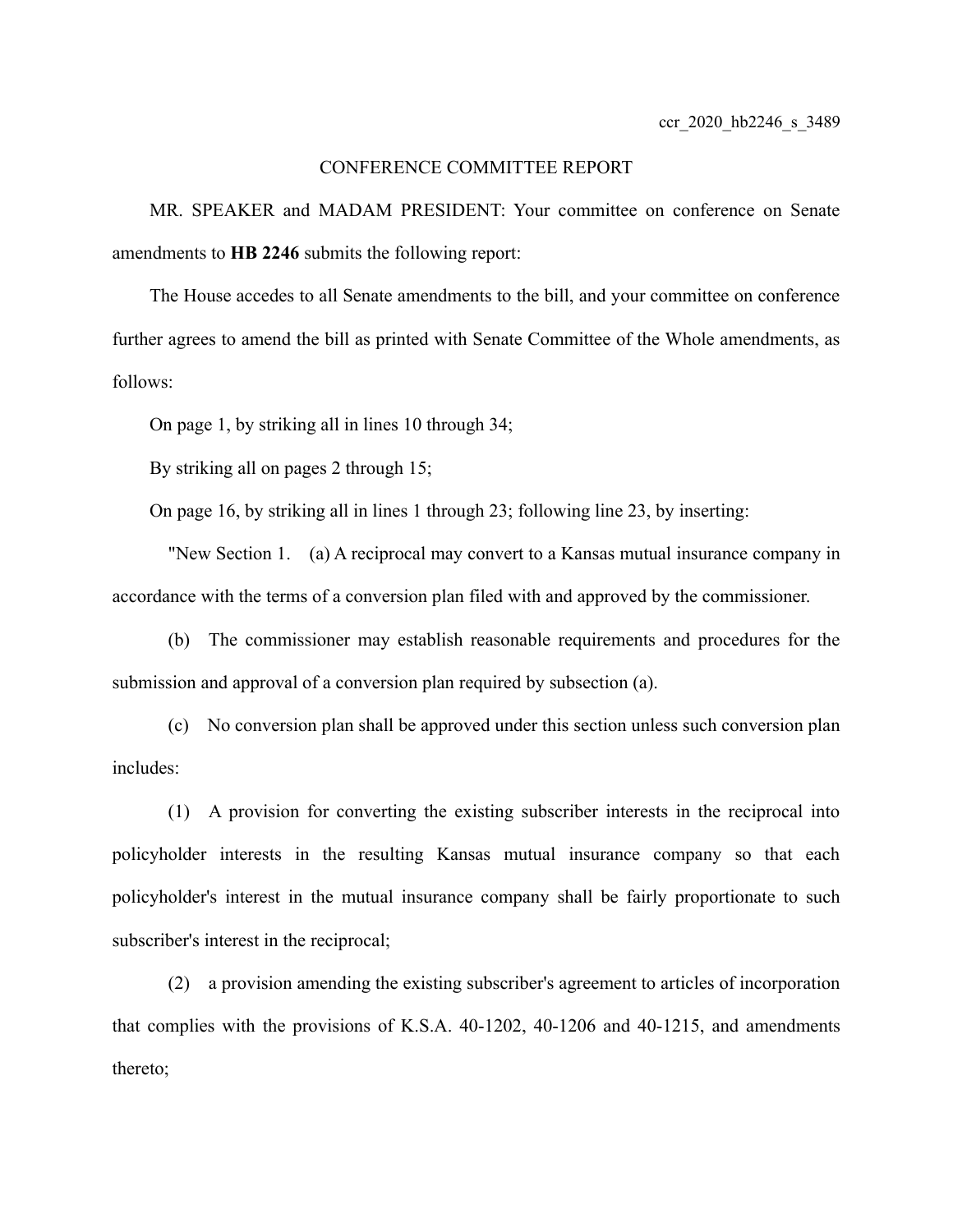ccr_2020_hb2246_s_3489

# CONFERENCE COMMITTEE REPORT

MR. SPEAKER and MADAM PRESIDENT: Your committee on conference on Senate amendments to **HB 2246** submits the following report:

The House accedes to all Senate amendments to the bill, and your committee on conference further agrees to amend the bill as printed with Senate Committee of the Whole amendments, as follows:

On page 1, by striking all in lines 10 through 34;

By striking all on pages 2 through 15;

On page 16, by striking all in lines 1 through 23; following line 23, by inserting:

"New Section 1. (a) A reciprocal may convert to a Kansas mutual insurance company in accordance with the terms of a conversion plan filed with and approved by the commissioner.

(b) The commissioner may establish reasonable requirements and procedures for the submission and approval of a conversion plan required by subsection (a).

(c) No conversion plan shall be approved under this section unless such conversion plan includes:

(1) A provision for converting the existing subscriber interests in the reciprocal into policyholder interests in the resulting Kansas mutual insurance company so that each policyholder's interest in the mutual insurance company shall be fairly proportionate to such subscriber's interest in the reciprocal;

(2) a provision amending the existing subscriber's agreement to articles of incorporation that complies with the provisions of K.S.A. 40-1202, 40-1206 and 40-1215, and amendments thereto;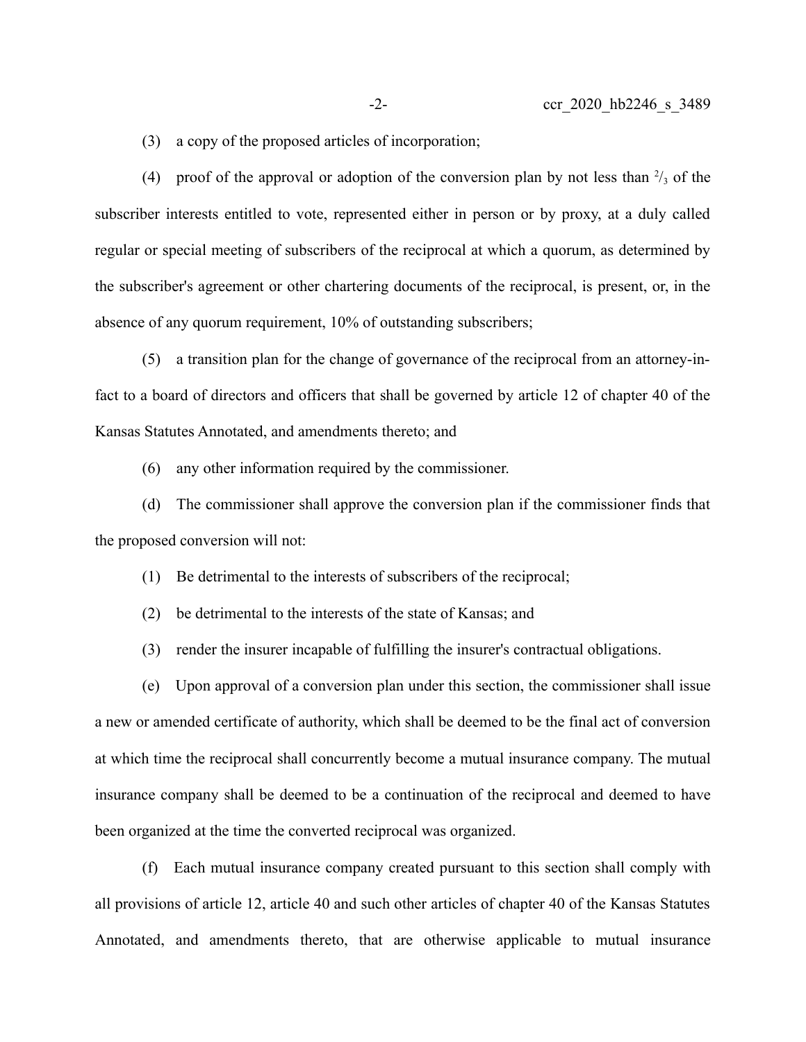(3) a copy of the proposed articles of incorporation;

(4) proof of the approval or adoption of the conversion plan by not less than $^{2}/_{3}$ of the subscriber interests entitled to vote, represented either in person or by proxy, at a duly called regular or special meeting of subscribers of the reciprocal at which a quorum, as determined by the subscriber's agreement or other chartering documents of the reciprocal, is present, or, in the absence of any quorum requirement, 10% of outstanding subscribers;

(5) a transition plan for the change of governance of the reciprocal from an attorney-in-fact to a board of directors and officers that shall be governed by article 12 of chapter 40 of the Kansas Statutes Annotated, and amendments thereto; and

(6) any other information required by the commissioner.

(d) The commissioner shall approve the conversion plan if the commissioner finds that the proposed conversion will not:

(1) Be detrimental to the interests of subscribers of the reciprocal;

(2) be detrimental to the interests of the state of Kansas; and

(3) render the insurer incapable of fulfilling the insurer's contractual obligations.

(e) Upon approval of a conversion plan under this section, the commissioner shall issue a new or amended certificate of authority, which shall be deemed to be the final act of conversion at which time the reciprocal shall concurrently become a mutual insurance company. The mutual insurance company shall be deemed to be a continuation of the reciprocal and deemed to have been organized at the time the converted reciprocal was organized.

(f) Each mutual insurance company created pursuant to this section shall comply with all provisions of article 12, article 40 and such other articles of chapter 40 of the Kansas Statutes Annotated, and amendments thereto, that are otherwise applicable to mutual insurance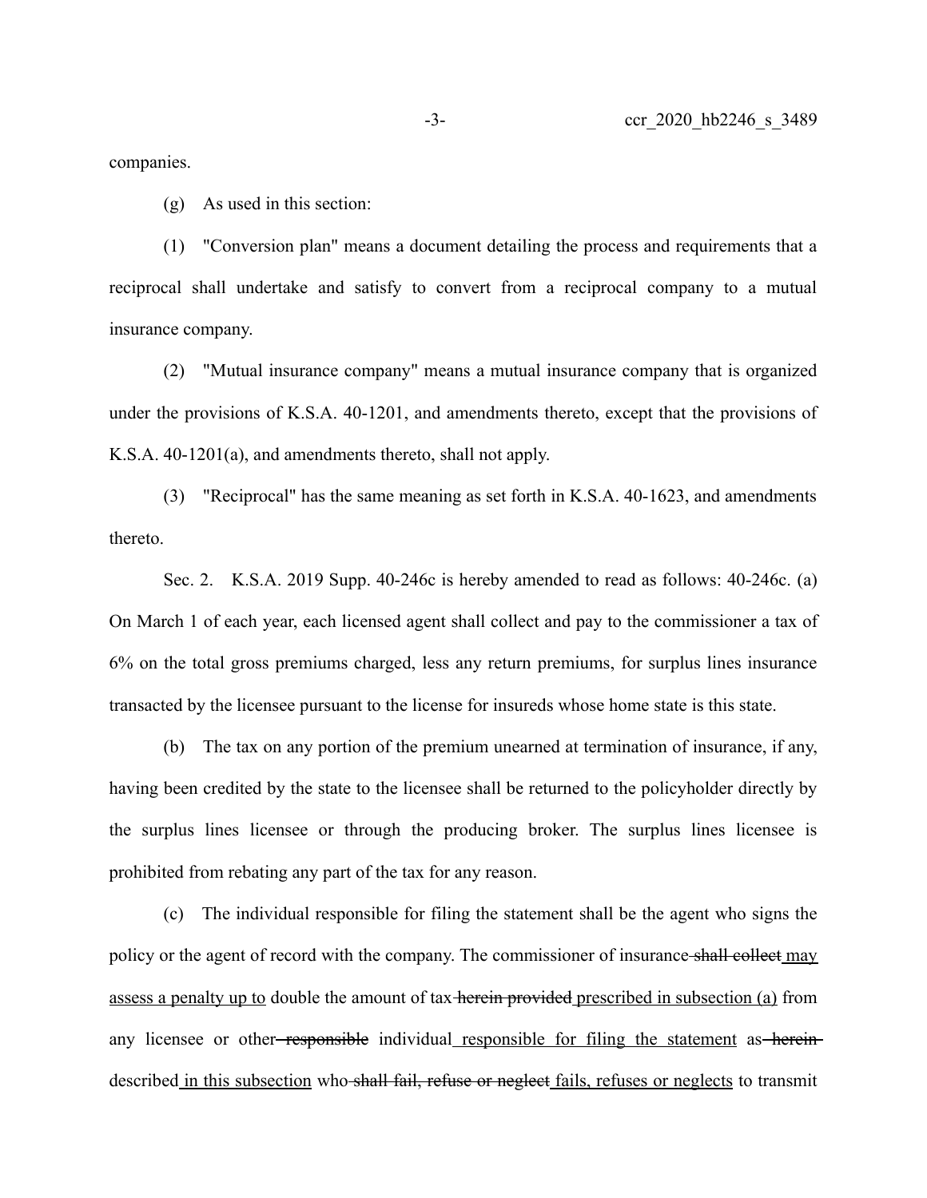companies.

(g) As used in this section:

(1) "Conversion plan" means a document detailing the process and requirements that a reciprocal shall undertake and satisfy to convert from a reciprocal company to a mutual insurance company.

(2) "Mutual insurance company" means a mutual insurance company that is organized under the provisions of K.S.A. 40-1201, and amendments thereto, except that the provisions of K.S.A. 40-1201(a), and amendments thereto, shall not apply.

(3) "Reciprocal" has the same meaning as set forth in K.S.A. 40-1623, and amendments thereto.

Sec. 2. K.S.A. 2019 Supp. 40-246c is hereby amended to read as follows: 40-246c. (a) On March 1 of each year, each licensed agent shall collect and pay to the commissioner a tax of 6% on the total gross premiums charged, less any return premiums, for surplus lines insurance transacted by the licensee pursuant to the license for insureds whose home state is this state.

(b) The tax on any portion of the premium unearned at termination of insurance, if any, having been credited by the state to the licensee shall be returned to the policyholder directly by the surplus lines licensee or through the producing broker. The surplus lines licensee is prohibited from rebating any part of the tax for any reason.

(c) The individual responsible for filing the statement shall be the agent who signs the policy or the agent of record with the company. The commissioner of insurance ~~shall collect~~ <u>may assess a penalty up to</u> double the amount of tax ~~herein provided~~ <u>prescribed in subsection (a)</u> from any licensee or other ~~responsible~~ individual <u>responsible for filing the statement</u> as ~~herein~~ described <u>in this subsection</u> who ~~shall fail, refuse or neglect~~ <u>fails, refuses or neglects</u> to transmit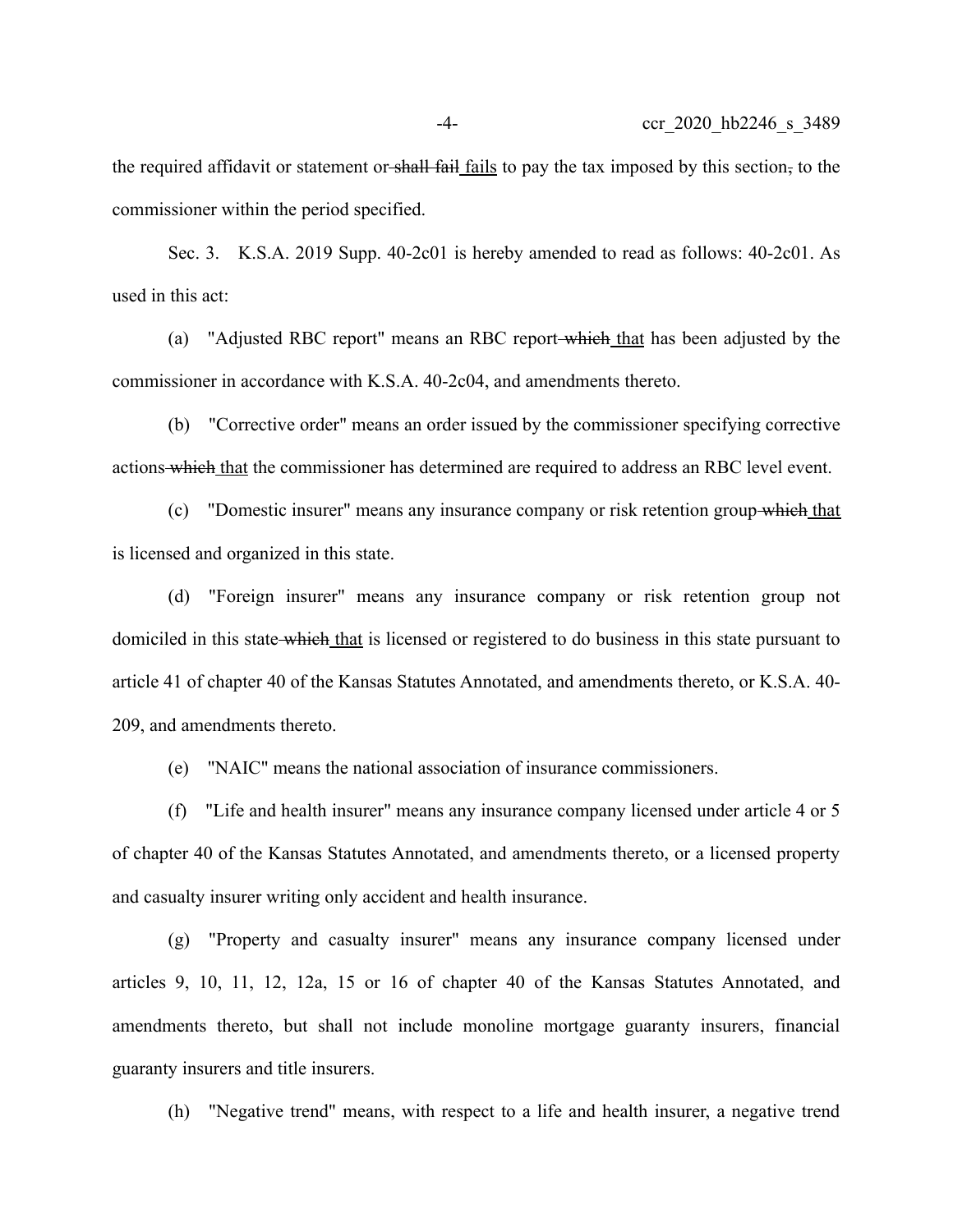the required affidavit or statement or ~~shall fail~~ fails to pay the tax imposed by this section~~,~~ to the commissioner within the period specified.

Sec. 3. K.S.A. 2019 Supp. 40-2c01 is hereby amended to read as follows: 40-2c01. As used in this act:

(a) "Adjusted RBC report" means an RBC report ~~which~~ that has been adjusted by the commissioner in accordance with K.S.A. 40-2c04, and amendments thereto.

(b) "Corrective order" means an order issued by the commissioner specifying corrective actions ~~which~~ that the commissioner has determined are required to address an RBC level event.

(c) "Domestic insurer" means any insurance company or risk retention group ~~which~~ that is licensed and organized in this state.

(d) "Foreign insurer" means any insurance company or risk retention group not domiciled in this state ~~which~~ that is licensed or registered to do business in this state pursuant to article 41 of chapter 40 of the Kansas Statutes Annotated, and amendments thereto, or K.S.A. 40-209, and amendments thereto.

(e) "NAIC" means the national association of insurance commissioners.

(f) "Life and health insurer" means any insurance company licensed under article 4 or 5 of chapter 40 of the Kansas Statutes Annotated, and amendments thereto, or a licensed property and casualty insurer writing only accident and health insurance.

(g) "Property and casualty insurer" means any insurance company licensed under articles 9, 10, 11, 12, 12a, 15 or 16 of chapter 40 of the Kansas Statutes Annotated, and amendments thereto, but shall not include monoline mortgage guaranty insurers, financial guaranty insurers and title insurers.

(h) "Negative trend" means, with respect to a life and health insurer, a negative trend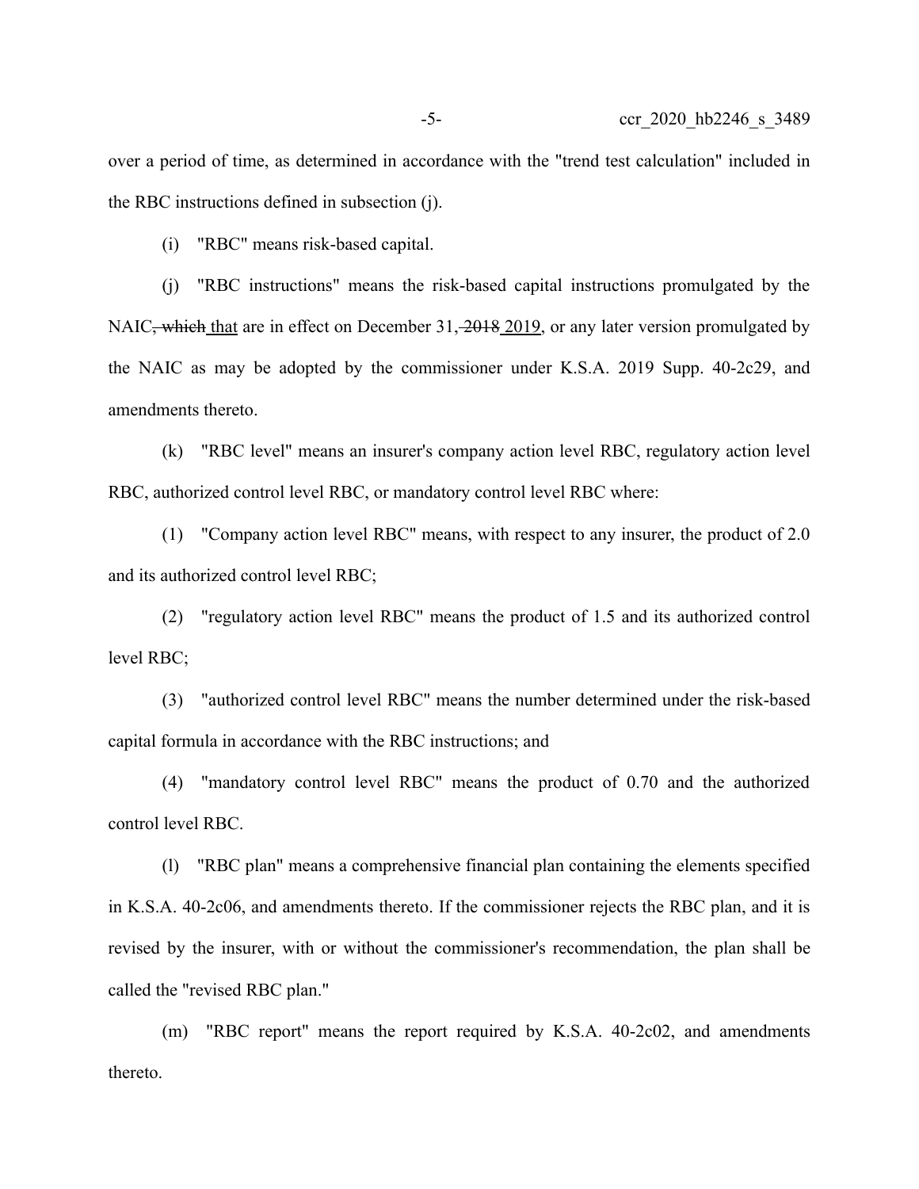over a period of time, as determined in accordance with the "trend test calculation" included in the RBC instructions defined in subsection (j).

(i) "RBC" means risk-based capital.

(j) "RBC instructions" means the risk-based capital instructions promulgated by the NAIC~~, which~~ that are in effect on December 31, ~~2018~~ 2019, or any later version promulgated by the NAIC as may be adopted by the commissioner under K.S.A. 2019 Supp. 40-2c29, and amendments thereto.

(k) "RBC level" means an insurer's company action level RBC, regulatory action level RBC, authorized control level RBC, or mandatory control level RBC where:

(1) "Company action level RBC" means, with respect to any insurer, the product of 2.0 and its authorized control level RBC;

(2) "regulatory action level RBC" means the product of 1.5 and its authorized control level RBC;

(3) "authorized control level RBC" means the number determined under the risk-based capital formula in accordance with the RBC instructions; and

(4) "mandatory control level RBC" means the product of 0.70 and the authorized control level RBC.

(l) "RBC plan" means a comprehensive financial plan containing the elements specified in K.S.A. 40-2c06, and amendments thereto. If the commissioner rejects the RBC plan, and it is revised by the insurer, with or without the commissioner's recommendation, the plan shall be called the "revised RBC plan."

(m) "RBC report" means the report required by K.S.A. 40-2c02, and amendments thereto.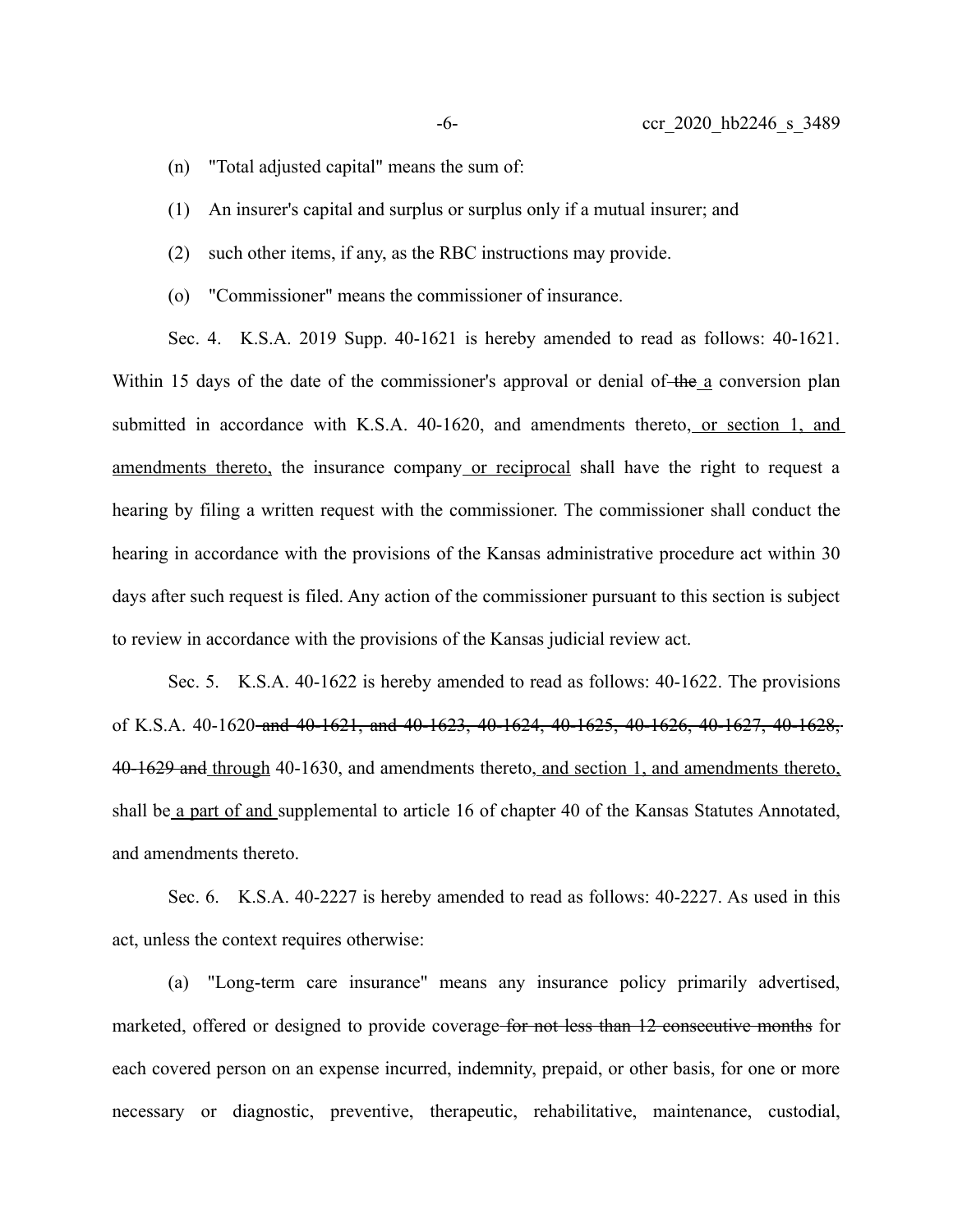(n) "Total adjusted capital" means the sum of:

(1) An insurer's capital and surplus or surplus only if a mutual insurer; and

(2) such other items, if any, as the RBC instructions may provide.

(o) "Commissioner" means the commissioner of insurance.

Sec. 4. K.S.A. 2019 Supp. 40-1621 is hereby amended to read as follows: 40-1621. Within 15 days of the date of the commissioner's approval or denial of ~~the~~ a conversion plan submitted in accordance with K.S.A. 40-1620, and amendments thereto, or section 1, and amendments thereto, the insurance company or reciprocal shall have the right to request a hearing by filing a written request with the commissioner. The commissioner shall conduct the hearing in accordance with the provisions of the Kansas administrative procedure act within 30 days after such request is filed. Any action of the commissioner pursuant to this section is subject to review in accordance with the provisions of the Kansas judicial review act.

Sec. 5. K.S.A. 40-1622 is hereby amended to read as follows: 40-1622. The provisions of K.S.A. 40-1620 ~~and 40-1621, and 40-1623, 40-1624, 40-1625, 40-1626, 40-1627, 40-1628, 40-1629 and~~ through 40-1630, and amendments thereto, and section 1, and amendments thereto, shall be a part of and supplemental to article 16 of chapter 40 of the Kansas Statutes Annotated, and amendments thereto.

Sec. 6. K.S.A. 40-2227 is hereby amended to read as follows: 40-2227. As used in this act, unless the context requires otherwise:

(a) "Long-term care insurance" means any insurance policy primarily advertised, marketed, offered or designed to provide coverage ~~for not less than 12 consecutive months~~ for each covered person on an expense incurred, indemnity, prepaid, or other basis, for one or more necessary or diagnostic, preventive, therapeutic, rehabilitative, maintenance, custodial,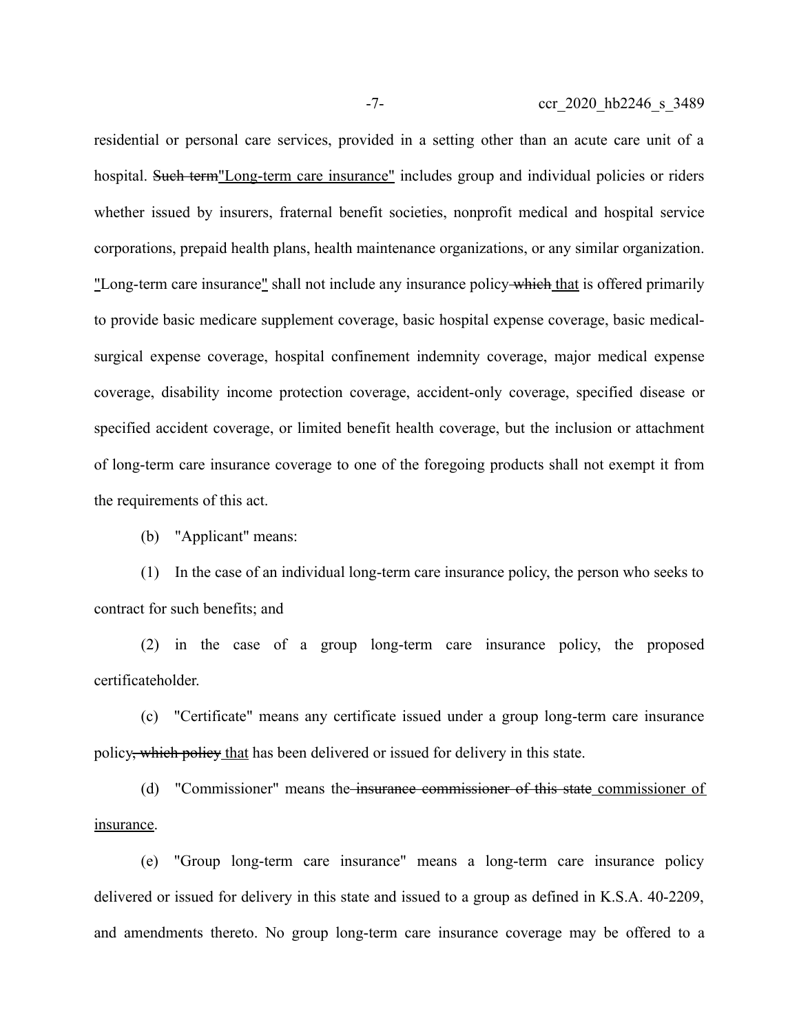residential or personal care services, provided in a setting other than an acute care unit of a hospital. ~~Such term~~"Long-term care insurance" includes group and individual policies or riders whether issued by insurers, fraternal benefit societies, nonprofit medical and hospital service corporations, prepaid health plans, health maintenance organizations, or any similar organization. "Long-term care insurance" shall not include any insurance policy ~~which~~ that is offered primarily to provide basic medicare supplement coverage, basic hospital expense coverage, basic medical-surgical expense coverage, hospital confinement indemnity coverage, major medical expense coverage, disability income protection coverage, accident-only coverage, specified disease or specified accident coverage, or limited benefit health coverage, but the inclusion or attachment of long-term care insurance coverage to one of the foregoing products shall not exempt it from the requirements of this act.

(b) "Applicant" means:

(1) In the case of an individual long-term care insurance policy, the person who seeks to contract for such benefits; and

(2) in the case of a group long-term care insurance policy, the proposed certificateholder.

(c) "Certificate" means any certificate issued under a group long-term care insurance policy~~, which policy~~ that has been delivered or issued for delivery in this state.

(d) "Commissioner" means the ~~insurance commissioner of this state~~ commissioner of insurance.

(e) "Group long-term care insurance" means a long-term care insurance policy delivered or issued for delivery in this state and issued to a group as defined in K.S.A. 40-2209, and amendments thereto. No group long-term care insurance coverage may be offered to a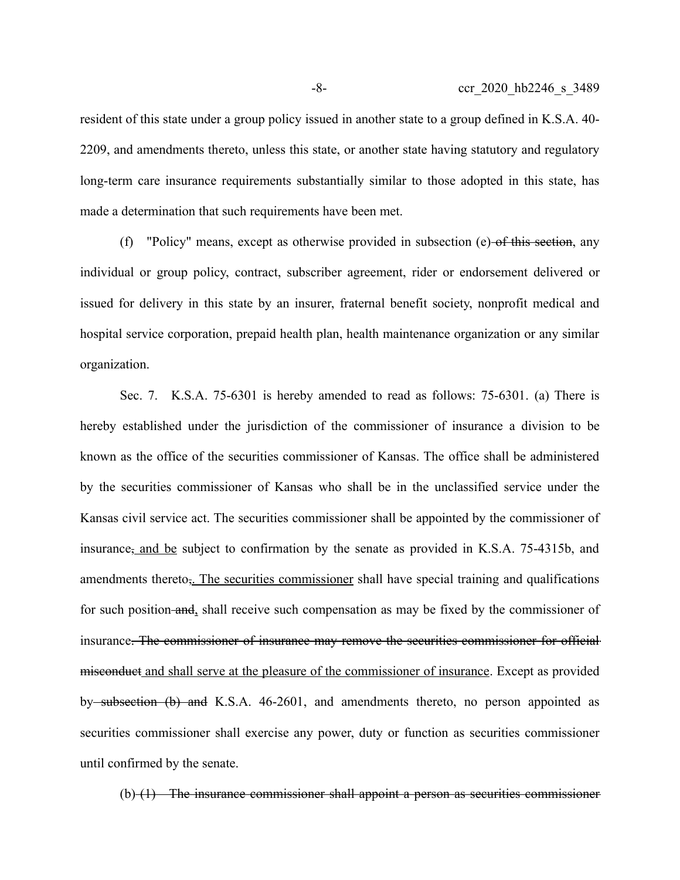resident of this state under a group policy issued in another state to a group defined in K.S.A. 40-2209, and amendments thereto, unless this state, or another state having statutory and regulatory long-term care insurance requirements substantially similar to those adopted in this state, has made a determination that such requirements have been met.

(f) "Policy" means, except as otherwise provided in subsection (e) ~~of this section~~, any individual or group policy, contract, subscriber agreement, rider or endorsement delivered or issued for delivery in this state by an insurer, fraternal benefit society, nonprofit medical and hospital service corporation, prepaid health plan, health maintenance organization or any similar organization.

Sec. 7. K.S.A. 75-6301 is hereby amended to read as follows: 75-6301. (a) There is hereby established under the jurisdiction of the commissioner of insurance a division to be known as the office of the securities commissioner of Kansas. The office shall be administered by the securities commissioner of Kansas who shall be in the unclassified service under the Kansas civil service act. The securities commissioner shall be appointed by the commissioner of insurance~~,~~ and be subject to confirmation by the senate as provided in K.S.A. 75-4315b, and amendments thereto~~,~~. The securities commissioner shall have special training and qualifications for such position ~~and~~, shall receive such compensation as may be fixed by the commissioner of insurance~~. The commissioner of insurance may remove the securities commissioner for official misconduct~~ and shall serve at the pleasure of the commissioner of insurance. Except as provided by ~~subsection (b) and~~ K.S.A. 46-2601, and amendments thereto, no person appointed as securities commissioner shall exercise any power, duty or function as securities commissioner until confirmed by the senate.

(b) ~~(1) The insurance commissioner shall appoint a person as securities commissioner~~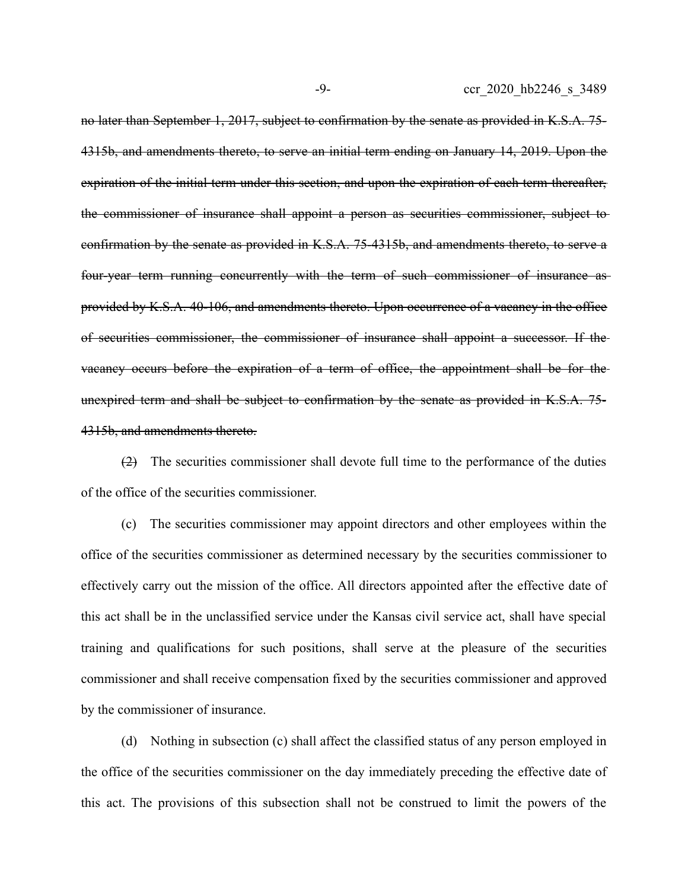~~no later than September 1, 2017, subject to confirmation by the senate as provided in K.S.A. 75-4315b, and amendments thereto, to serve an initial term ending on January 14, 2019. Upon the expiration of the initial term under this section, and upon the expiration of each term thereafter, the commissioner of insurance shall appoint a person as securities commissioner, subject to confirmation by the senate as provided in K.S.A. 75-4315b, and amendments thereto, to serve a four-year term running concurrently with the term of such commissioner of insurance as provided by K.S.A. 40-106, and amendments thereto. Upon occurrence of a vacancy in the office of securities commissioner, the commissioner of insurance shall appoint a successor. If the vacancy occurs before the expiration of a term of office, the appointment shall be for the unexpired term and shall be subject to confirmation by the senate as provided in K.S.A. 75-4315b, and amendments thereto.~~

~~(2)~~ The securities commissioner shall devote full time to the performance of the duties of the office of the securities commissioner.

(c) The securities commissioner may appoint directors and other employees within the office of the securities commissioner as determined necessary by the securities commissioner to effectively carry out the mission of the office. All directors appointed after the effective date of this act shall be in the unclassified service under the Kansas civil service act, shall have special training and qualifications for such positions, shall serve at the pleasure of the securities commissioner and shall receive compensation fixed by the securities commissioner and approved by the commissioner of insurance.

(d) Nothing in subsection (c) shall affect the classified status of any person employed in the office of the securities commissioner on the day immediately preceding the effective date of this act. The provisions of this subsection shall not be construed to limit the powers of the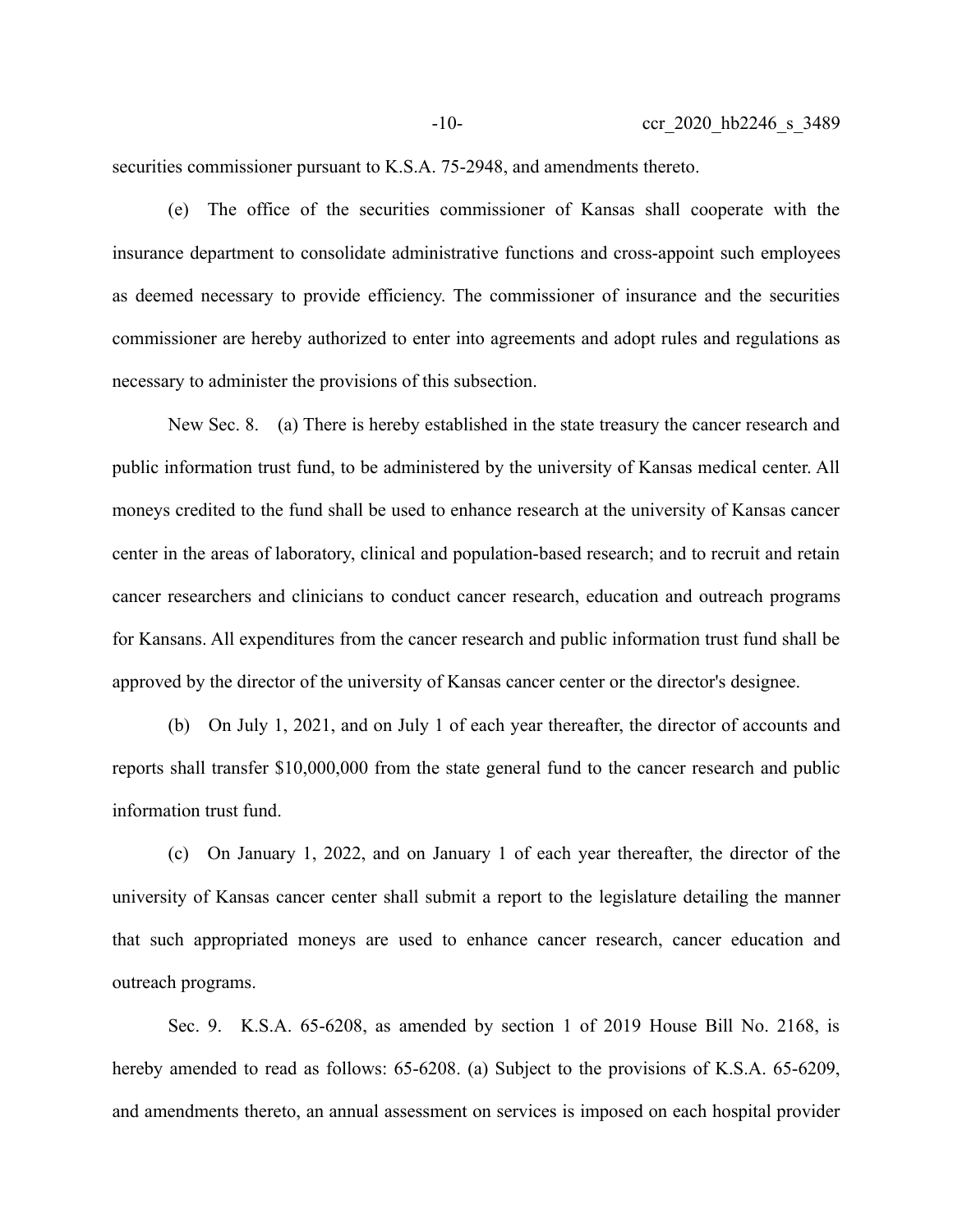securities commissioner pursuant to K.S.A. 75-2948, and amendments thereto.

(e) The office of the securities commissioner of Kansas shall cooperate with the insurance department to consolidate administrative functions and cross-appoint such employees as deemed necessary to provide efficiency. The commissioner of insurance and the securities commissioner are hereby authorized to enter into agreements and adopt rules and regulations as necessary to administer the provisions of this subsection.

New Sec. 8. (a) There is hereby established in the state treasury the cancer research and public information trust fund, to be administered by the university of Kansas medical center. All moneys credited to the fund shall be used to enhance research at the university of Kansas cancer center in the areas of laboratory, clinical and population-based research; and to recruit and retain cancer researchers and clinicians to conduct cancer research, education and outreach programs for Kansans. All expenditures from the cancer research and public information trust fund shall be approved by the director of the university of Kansas cancer center or the director's designee.

(b) On July 1, 2021, and on July 1 of each year thereafter, the director of accounts and reports shall transfer $10,000,000 from the state general fund to the cancer research and public information trust fund.

(c) On January 1, 2022, and on January 1 of each year thereafter, the director of the university of Kansas cancer center shall submit a report to the legislature detailing the manner that such appropriated moneys are used to enhance cancer research, cancer education and outreach programs.

Sec. 9. K.S.A. 65-6208, as amended by section 1 of 2019 House Bill No. 2168, is hereby amended to read as follows: 65-6208. (a) Subject to the provisions of K.S.A. 65-6209, and amendments thereto, an annual assessment on services is imposed on each hospital provider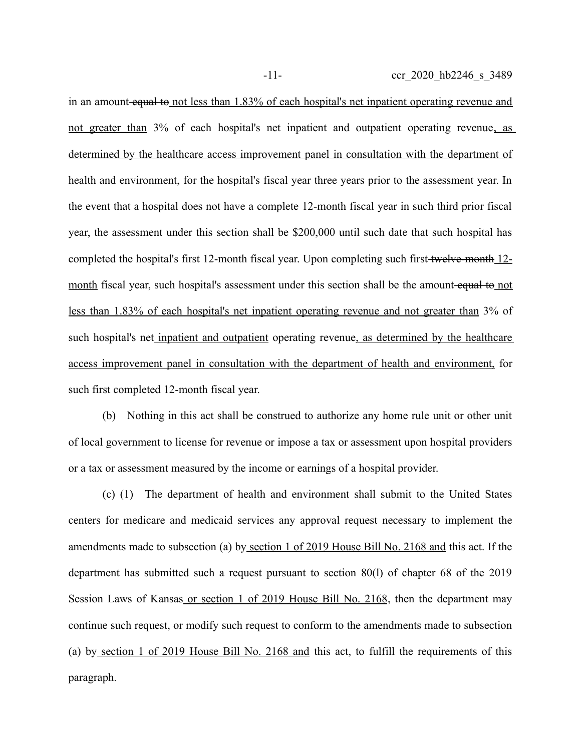in an amount ~~equal to~~ not less than 1.83% of each hospital's net inpatient operating revenue and not greater than 3% of each hospital's net inpatient and outpatient operating revenue, as determined by the healthcare access improvement panel in consultation with the department of health and environment, for the hospital's fiscal year three years prior to the assessment year. In the event that a hospital does not have a complete 12-month fiscal year in such third prior fiscal year, the assessment under this section shall be $200,000 until such date that such hospital has completed the hospital's first 12-month fiscal year. Upon completing such first ~~twelve-month~~ 12-month fiscal year, such hospital's assessment under this section shall be the amount ~~equal to~~ not less than 1.83% of each hospital's net inpatient operating revenue and not greater than 3% of such hospital's net inpatient and outpatient operating revenue, as determined by the healthcare access improvement panel in consultation with the department of health and environment, for such first completed 12-month fiscal year.

(b) Nothing in this act shall be construed to authorize any home rule unit or other unit of local government to license for revenue or impose a tax or assessment upon hospital providers or a tax or assessment measured by the income or earnings of a hospital provider.

(c) (1) The department of health and environment shall submit to the United States centers for medicare and medicaid services any approval request necessary to implement the amendments made to subsection (a) by section 1 of 2019 House Bill No. 2168 and this act. If the department has submitted such a request pursuant to section 80(l) of chapter 68 of the 2019 Session Laws of Kansas or section 1 of 2019 House Bill No. 2168, then the department may continue such request, or modify such request to conform to the amendments made to subsection (a) by section 1 of 2019 House Bill No. 2168 and this act, to fulfill the requirements of this paragraph.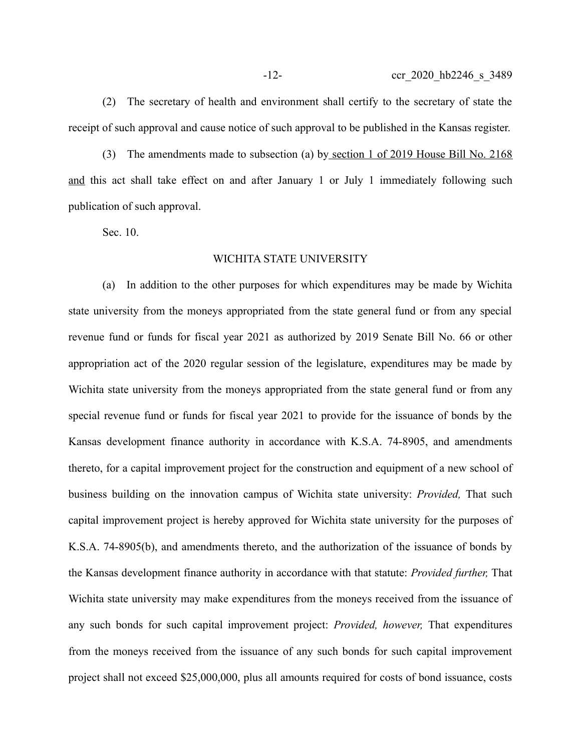(2) The secretary of health and environment shall certify to the secretary of state the receipt of such approval and cause notice of such approval to be published in the Kansas register.

(3) The amendments made to subsection (a) by <u>section 1 of 2019 House Bill No. 2168 and</u> this act shall take effect on and after January 1 or July 1 immediately following such publication of such approval.

Sec. 10.

WICHITA STATE UNIVERSITY

(a) In addition to the other purposes for which expenditures may be made by Wichita state university from the moneys appropriated from the state general fund or from any special revenue fund or funds for fiscal year 2021 as authorized by 2019 Senate Bill No. 66 or other appropriation act of the 2020 regular session of the legislature, expenditures may be made by Wichita state university from the moneys appropriated from the state general fund or from any special revenue fund or funds for fiscal year 2021 to provide for the issuance of bonds by the Kansas development finance authority in accordance with K.S.A. 74-8905, and amendments thereto, for a capital improvement project for the construction and equipment of a new school of business building on the innovation campus of Wichita state university: *Provided,* That such capital improvement project is hereby approved for Wichita state university for the purposes of K.S.A. 74-8905(b), and amendments thereto, and the authorization of the issuance of bonds by the Kansas development finance authority in accordance with that statute: *Provided further,* That Wichita state university may make expenditures from the moneys received from the issuance of any such bonds for such capital improvement project: *Provided, however,* That expenditures from the moneys received from the issuance of any such bonds for such capital improvement project shall not exceed $25,000,000, plus all amounts required for costs of bond issuance, costs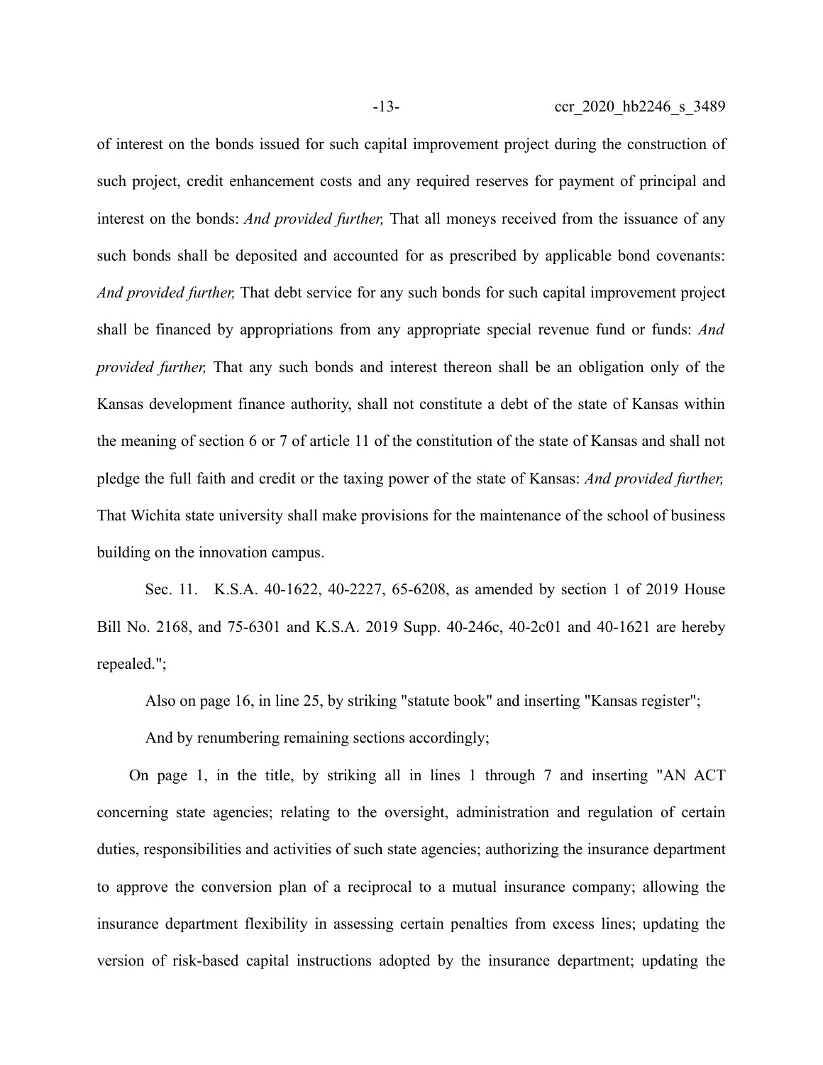of interest on the bonds issued for such capital improvement project during the construction of such project, credit enhancement costs and any required reserves for payment of principal and interest on the bonds: *And provided further,* That all moneys received from the issuance of any such bonds shall be deposited and accounted for as prescribed by applicable bond covenants: *And provided further,* That debt service for any such bonds for such capital improvement project shall be financed by appropriations from any appropriate special revenue fund or funds: *And provided further,* That any such bonds and interest thereon shall be an obligation only of the Kansas development finance authority, shall not constitute a debt of the state of Kansas within the meaning of section 6 or 7 of article 11 of the constitution of the state of Kansas and shall not pledge the full faith and credit or the taxing power of the state of Kansas: *And provided further,* That Wichita state university shall make provisions for the maintenance of the school of business building on the innovation campus.

Sec. 11. K.S.A. 40-1622, 40-2227, 65-6208, as amended by section 1 of 2019 House Bill No. 2168, and 75-6301 and K.S.A. 2019 Supp. 40-246c, 40-2c01 and 40-1621 are hereby repealed.";

Also on page 16, in line 25, by striking "statute book" and inserting "Kansas register";

And by renumbering remaining sections accordingly;

On page 1, in the title, by striking all in lines 1 through 7 and inserting "AN ACT concerning state agencies; relating to the oversight, administration and regulation of certain duties, responsibilities and activities of such state agencies; authorizing the insurance department to approve the conversion plan of a reciprocal to a mutual insurance company; allowing the insurance department flexibility in assessing certain penalties from excess lines; updating the version of risk-based capital instructions adopted by the insurance department; updating the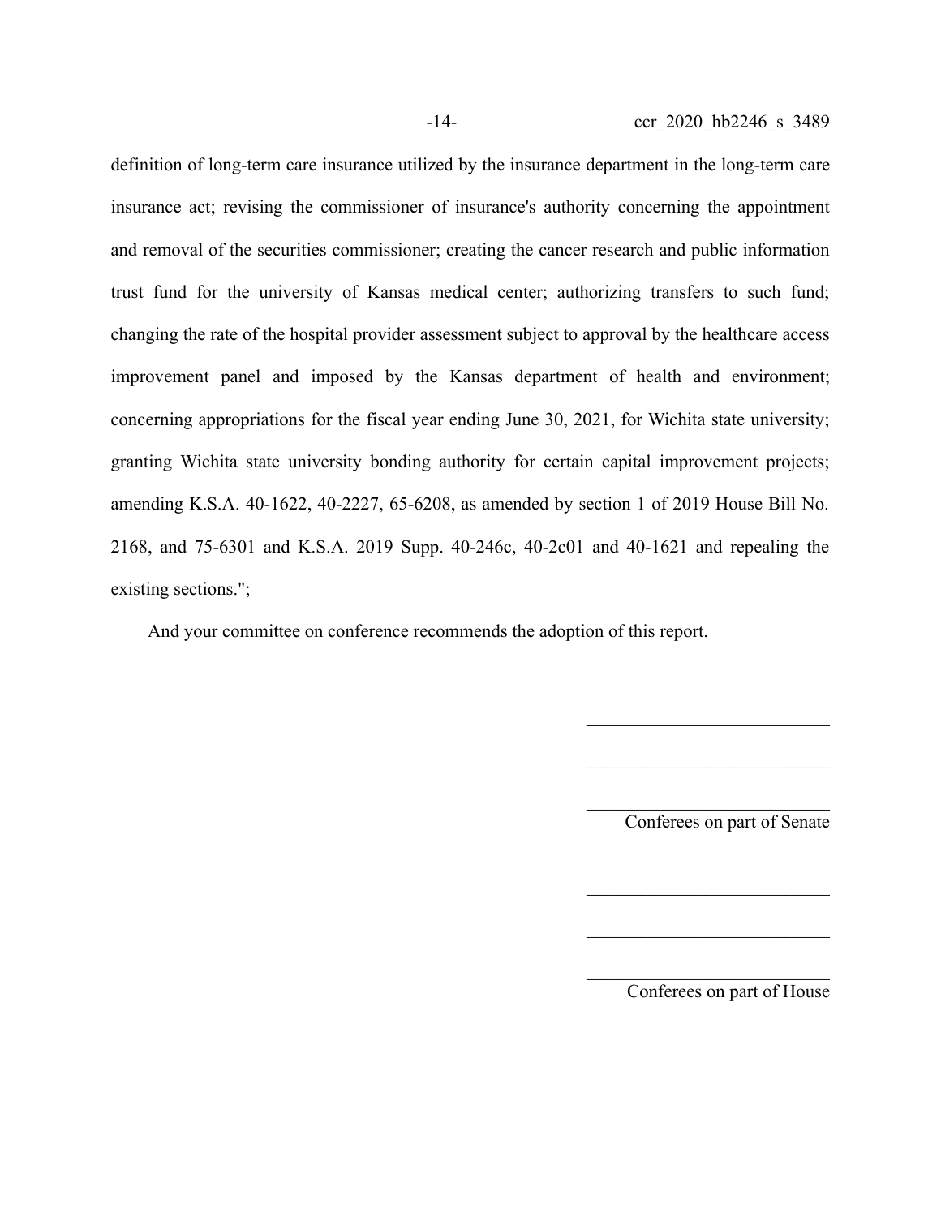definition of long-term care insurance utilized by the insurance department in the long-term care insurance act; revising the commissioner of insurance's authority concerning the appointment and removal of the securities commissioner; creating the cancer research and public information trust fund for the university of Kansas medical center; authorizing transfers to such fund; changing the rate of the hospital provider assessment subject to approval by the healthcare access improvement panel and imposed by the Kansas department of health and environment; concerning appropriations for the fiscal year ending June 30, 2021, for Wichita state university; granting Wichita state university bonding authority for certain capital improvement projects; amending K.S.A. 40-1622, 40-2227, 65-6208, as amended by section 1 of 2019 House Bill No. 2168, and 75-6301 and K.S.A. 2019 Supp. 40-246c, 40-2c01 and 40-1621 and repealing the existing sections.";

And your committee on conference recommends the adoption of this report.

\_\_\_\_\_\_\_\_\_\_\_\_\_\_\_\_\_\_\_\_\_\_\_\_\_\_

\_\_\_\_\_\_\_\_\_\_\_\_\_\_\_\_\_\_\_\_\_\_\_\_\_\_

\_\_\_\_\_\_\_\_\_\_\_\_\_\_\_\_\_\_\_\_\_\_\_\_\_\_

Conferees on part of Senate

\_\_\_\_\_\_\_\_\_\_\_\_\_\_\_\_\_\_\_\_\_\_\_\_\_\_

\_\_\_\_\_\_\_\_\_\_\_\_\_\_\_\_\_\_\_\_\_\_\_\_\_\_

\_\_\_\_\_\_\_\_\_\_\_\_\_\_\_\_\_\_\_\_\_\_\_\_\_\_

Conferees on part of House